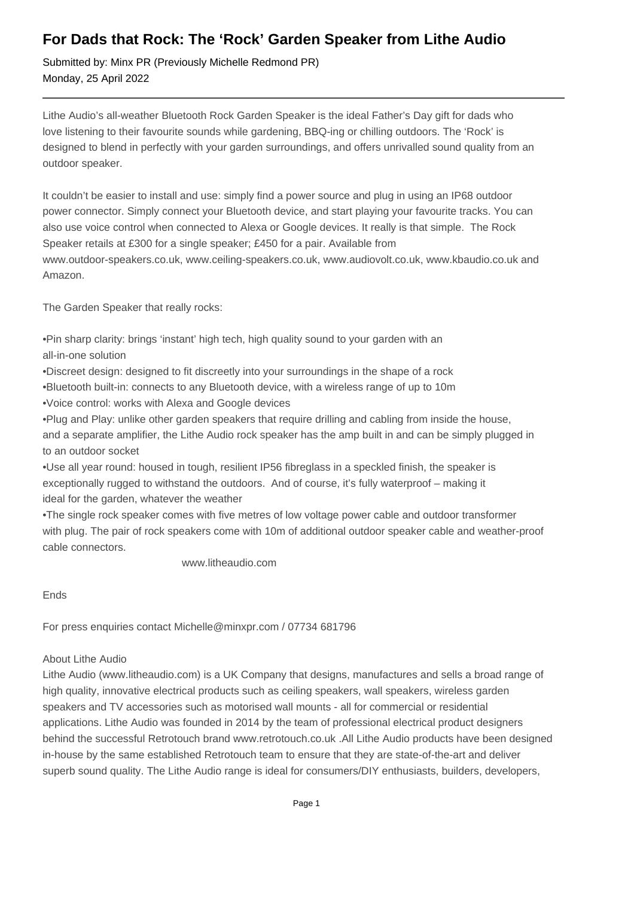# For Dads that Rock: The 'Rock' Garden Speaker from Lithe Audio

Submitted by: Minx PR (Previously Michelle Redmond PR)
Monday, 25 April 2022

---

Lithe Audio's all-weather Bluetooth Rock Garden Speaker is the ideal Father's Day gift for dads who love listening to their favourite sounds while gardening, BBQ-ing or chilling outdoors. The 'Rock' is designed to blend in perfectly with your garden surroundings, and offers unrivalled sound quality from an outdoor speaker.

It couldn't be easier to install and use: simply find a power source and plug in using an IP68 outdoor power connector. Simply connect your Bluetooth device, and start playing your favourite tracks. You can also use voice control when connected to Alexa or Google devices. It really is that simple. The Rock Speaker retails at £300 for a single speaker; £450 for a pair. Available from www.outdoor-speakers.co.uk, www.ceiling-speakers.co.uk, www.audiovolt.co.uk, www.kbaudio.co.uk and Amazon.

The Garden Speaker that really rocks:

•Pin sharp clarity: brings 'instant' high tech, high quality sound to your garden with an all-in-one solution
•Discreet design: designed to fit discreetly into your surroundings in the shape of a rock
•Bluetooth built-in: connects to any Bluetooth device, with a wireless range of up to 10m
•Voice control: works with Alexa and Google devices
•Plug and Play: unlike other garden speakers that require drilling and cabling from inside the house, and a separate amplifier, the Lithe Audio rock speaker has the amp built in and can be simply plugged in to an outdoor socket
•Use all year round: housed in tough, resilient IP56 fibreglass in a speckled finish, the speaker is exceptionally rugged to withstand the outdoors. And of course, it's fully waterproof – making it ideal for the garden, whatever the weather
•The single rock speaker comes with five metres of low voltage power cable and outdoor transformer with plug. The pair of rock speakers come with 10m of additional outdoor speaker cable and weather-proof cable connectors.

www.litheaudio.com

Ends

For press enquiries contact Michelle@minxpr.com / 07734 681796

About Lithe Audio
Lithe Audio (www.litheaudio.com) is a UK Company that designs, manufactures and sells a broad range of high quality, innovative electrical products such as ceiling speakers, wall speakers, wireless garden speakers and TV accessories such as motorised wall mounts - all for commercial or residential applications. Lithe Audio was founded in 2014 by the team of professional electrical product designers behind the successful Retrotouch brand www.retrotouch.co.uk .All Lithe Audio products have been designed in-house by the same established Retrotouch team to ensure that they are state-of-the-art and deliver superb sound quality. The Lithe Audio range is ideal for consumers/DIY enthusiasts, builders, developers,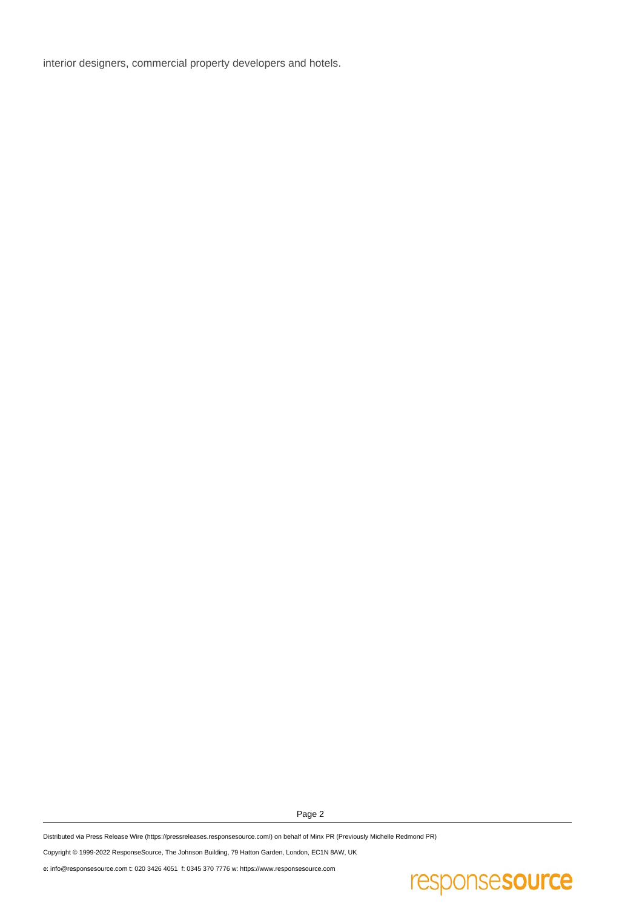interior designers, commercial property developers and hotels.